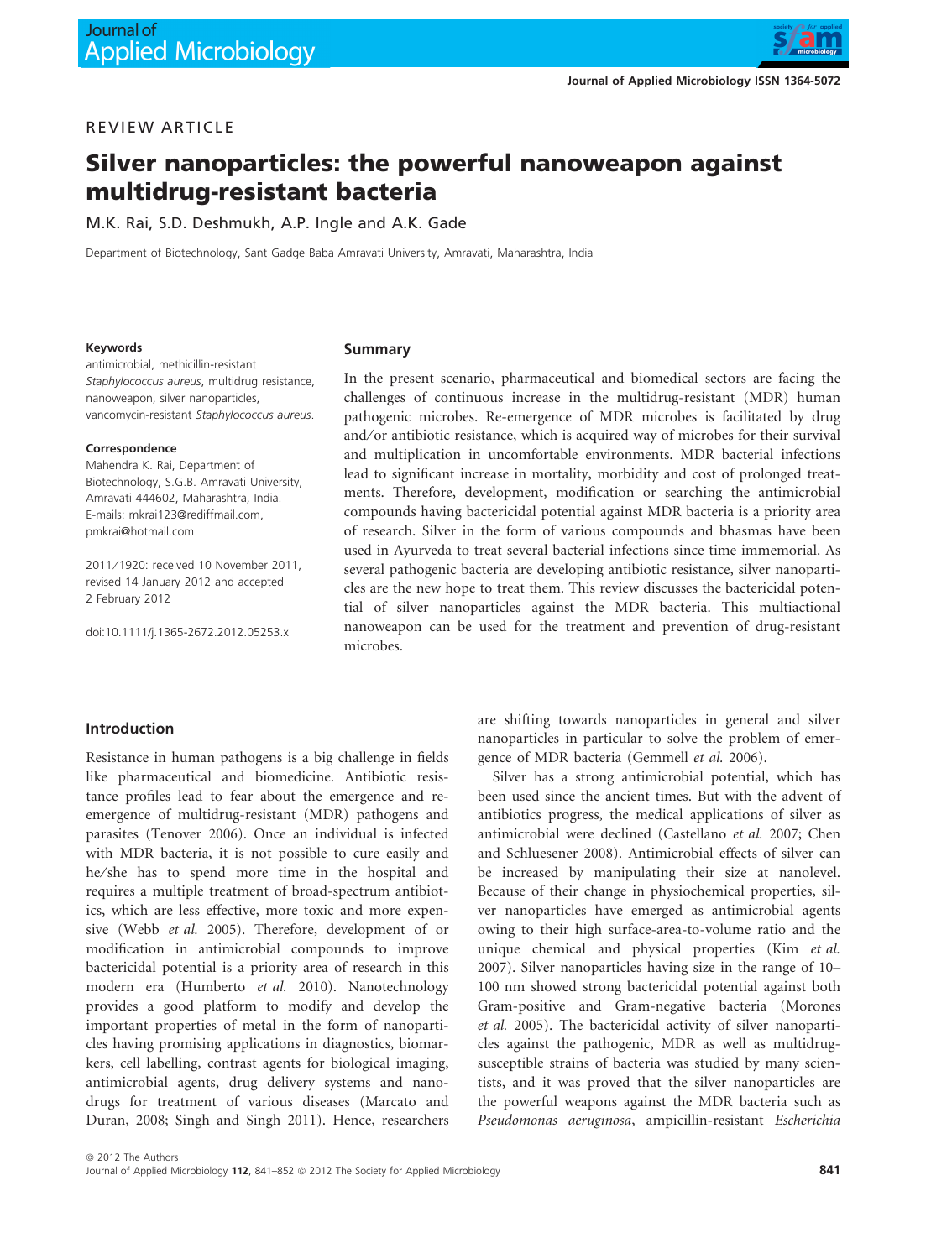REVIEW ARTICLE

# Silver nanoparticles: the powerful nanoweapon against multidrug-resistant bacteria

M.K. Rai, S.D. Deshmukh, A.P. Ingle and A.K. Gade

Department of Biotechnology, Sant Gadge Baba Amravati University, Amravati, Maharashtra, India

**Keywords**

antimicrobial, methicillin-resistant *Staphylococcus aureus*, multidrug resistance, nanoweapon, silver nanoparticles, vancomycin-resistant *Staphylococcus aureus*.

**Correspondence**

Mahendra K. Rai, Department of Biotechnology, S.G.B. Amravati University, Amravati 444602, Maharashtra, India. E-mails: mkrai123@rediffmail.com, pmkrai@hotmail.com

2011/1920: received 10 November 2011, revised 14 January 2012 and accepted 2 February 2012

doi:10.1111/j.1365-2672.2012.05253.x

## Summary

In the present scenario, pharmaceutical and biomedical sectors are facing the challenges of continuous increase in the multidrug-resistant (MDR) human pathogenic microbes. Re-emergence of MDR microbes is facilitated by drug and/or antibiotic resistance, which is acquired way of microbes for their survival and multiplication in uncomfortable environments. MDR bacterial infections lead to significant increase in mortality, morbidity and cost of prolonged treatments. Therefore, development, modification or searching the antimicrobial compounds having bactericidal potential against MDR bacteria is a priority area of research. Silver in the form of various compounds and bhasmas have been used in Ayurveda to treat several bacterial infections since time immemorial. As several pathogenic bacteria are developing antibiotic resistance, silver nanoparticles are the new hope to treat them. This review discusses the bactericidal potential of silver nanoparticles against the MDR bacteria. This multiactional nanoweapon can be used for the treatment and prevention of drug-resistant microbes.

## Introduction

Resistance in human pathogens is a big challenge in fields like pharmaceutical and biomedicine. Antibiotic resistance profiles lead to fear about the emergence and re-emergence of multidrug-resistant (MDR) pathogens and parasites (Tenover 2006). Once an individual is infected with MDR bacteria, it is not possible to cure easily and he/she has to spend more time in the hospital and requires a multiple treatment of broad-spectrum antibiotics, which are less effective, more toxic and more expensive (Webb *et al.* 2005). Therefore, development of or modification in antimicrobial compounds to improve bactericidal potential is a priority area of research in this modern era (Humberto *et al.* 2010). Nanotechnology provides a good platform to modify and develop the important properties of metal in the form of nanoparticles having promising applications in diagnostics, biomarkers, cell labelling, contrast agents for biological imaging, antimicrobial agents, drug delivery systems and nanodrugs for treatment of various diseases (Marcato and Duran, 2008; Singh and Singh 2011). Hence, researchers are shifting towards nanoparticles in general and silver nanoparticles in particular to solve the problem of emergence of MDR bacteria (Gemmell *et al.* 2006).

Silver has a strong antimicrobial potential, which has been used since the ancient times. But with the advent of antibiotics progress, the medical applications of silver as antimicrobial were declined (Castellano *et al.* 2007; Chen and Schluesener 2008). Antimicrobial effects of silver can be increased by manipulating their size at nanolevel. Because of their change in physiochemical properties, silver nanoparticles have emerged as antimicrobial agents owing to their high surface-area-to-volume ratio and the unique chemical and physical properties (Kim *et al.* 2007). Silver nanoparticles having size in the range of 10–100 nm showed strong bactericidal potential against both Gram-positive and Gram-negative bacteria (Morones *et al.* 2005). The bactericidal activity of silver nanoparticles against the pathogenic, MDR as well as multidrug-susceptible strains of bacteria was studied by many scientists, and it was proved that the silver nanoparticles are the powerful weapons against the MDR bacteria such as *Pseudomonas aeruginosa*, ampicillin-resistant *Escherichia*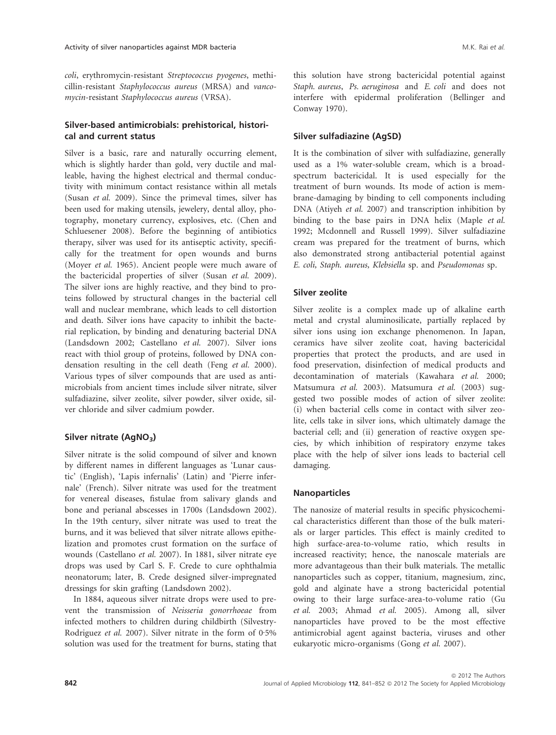*coli*, erythromycin-resistant *Streptococcus pyogenes*, methicillin-resistant *Staphylococcus aureus* (MRSA) and *vancomycin*-resistant *Staphylococcus aureus* (VRSA).

## Silver-based antimicrobials: prehistorical, historical and current status

Silver is a basic, rare and naturally occurring element, which is slightly harder than gold, very ductile and malleable, having the highest electrical and thermal conductivity with minimum contact resistance within all metals (Susan *et al.* 2009). Since the primeval times, silver has been used for making utensils, jewelery, dental alloy, photography, monetary currency, explosives, etc. (Chen and Schluesener 2008). Before the beginning of antibiotics therapy, silver was used for its antiseptic activity, specifically for the treatment for open wounds and burns (Moyer *et al.* 1965). Ancient people were much aware of the bactericidal properties of silver (Susan *et al.* 2009). The silver ions are highly reactive, and they bind to proteins followed by structural changes in the bacterial cell wall and nuclear membrane, which leads to cell distortion and death. Silver ions have capacity to inhibit the bacterial replication, by binding and denaturing bacterial DNA (Landsdown 2002; Castellano *et al.* 2007). Silver ions react with thiol group of proteins, followed by DNA condensation resulting in the cell death (Feng *et al.* 2000). Various types of silver compounds that are used as antimicrobials from ancient times include silver nitrate, silver sulfadiazine, silver zeolite, silver powder, silver oxide, silver chloride and silver cadmium powder.

### Silver nitrate ($AgNO_3$)

Silver nitrate is the solid compound of silver and known by different names in different languages as 'Lunar caustic' (English), 'Lapis infernalis' (Latin) and 'Pierre infernale' (French). Silver nitrate was used for the treatment for venereal diseases, fistulae from salivary glands and bone and perianal abscesses in 1700s (Landsdown 2002). In the 19th century, silver nitrate was used to treat the burns, and it was believed that silver nitrate allows epithelization and promotes crust formation on the surface of wounds (Castellano *et al.* 2007). In 1881, silver nitrate eye drops was used by Carl S. F. Crede to cure ophthalmia neonatorum; later, B. Crede designed silver-impregnated dressings for skin grafting (Landsdown 2002).

In 1884, aqueous silver nitrate drops were used to prevent the transmission of *Neisseria gonorrhoeae* from infected mothers to children during childbirth (Silvestry-Rodriguez *et al.* 2007). Silver nitrate in the form of 0·5% solution was used for the treatment for burns, stating that this solution have strong bactericidal potential against *Staph. aureus*, *Ps. aeruginosa* and *E. coli* and does not interfere with epidermal proliferation (Bellinger and Conway 1970).

### Silver sulfadiazine (AgSD)

It is the combination of silver with sulfadiazine, generally used as a 1% water-soluble cream, which is a broad-spectrum bactericidal. It is used especially for the treatment of burn wounds. Its mode of action is membrane-damaging by binding to cell components including DNA (Atiyeh *et al.* 2007) and transcription inhibition by binding to the base pairs in DNA helix (Maple *et al.* 1992; Mcdonnell and Russell 1999). Silver sulfadiazine cream was prepared for the treatment of burns, which also demonstrated strong antibacterial potential against *E. coli*, *Staph. aureus*, *Klebsiella* sp. and *Pseudomonas* sp.

### Silver zeolite

Silver zeolite is a complex made up of alkaline earth metal and crystal aluminosilicate, partially replaced by silver ions using ion exchange phenomenon. In Japan, ceramics have silver zeolite coat, having bactericidal properties that protect the products, and are used in food preservation, disinfection of medical products and decontamination of materials (Kawahara *et al.* 2000; Matsumura *et al.* 2003). Matsumura *et al.* (2003) suggested two possible modes of action of silver zeolite: (i) when bacterial cells come in contact with silver zeolite, cells take in silver ions, which ultimately damage the bacterial cell; and (ii) generation of reactive oxygen species, by which inhibition of respiratory enzyme takes place with the help of silver ions leads to bacterial cell damaging.

### Nanoparticles

The nanosize of material results in specific physicochemical characteristics different than those of the bulk materials or larger particles. This effect is mainly credited to high surface-area-to-volume ratio, which results in increased reactivity; hence, the nanoscale materials are more advantageous than their bulk materials. The metallic nanoparticles such as copper, titanium, magnesium, zinc, gold and alginate have a strong bactericidal potential owing to their large surface-area-to-volume ratio (Gu *et al.* 2003; Ahmad *et al.* 2005). Among all, silver nanoparticles have proved to be the most effective antimicrobial agent against bacteria, viruses and other eukaryotic micro-organisms (Gong *et al.* 2007).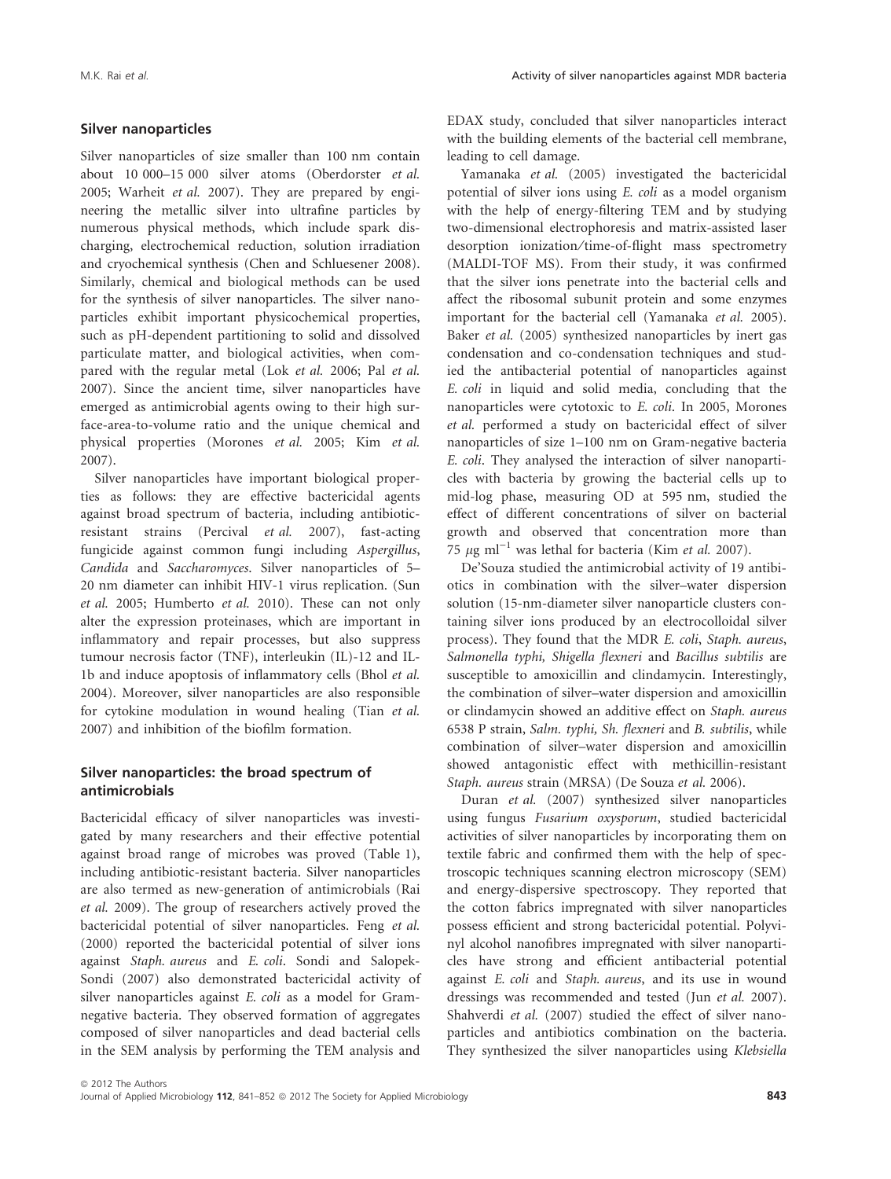## Silver nanoparticles

Silver nanoparticles of size smaller than 100 nm contain about 10 000–15 000 silver atoms (Oberdorster *et al.* 2005; Warheit *et al.* 2007). They are prepared by engineering the metallic silver into ultrafine particles by numerous physical methods, which include spark discharging, electrochemical reduction, solution irradiation and cryochemical synthesis (Chen and Schluesener 2008). Similarly, chemical and biological methods can be used for the synthesis of silver nanoparticles. The silver nanoparticles exhibit important physicochemical properties, such as pH-dependent partitioning to solid and dissolved particulate matter, and biological activities, when compared with the regular metal (Lok *et al.* 2006; Pal *et al.* 2007). Since the ancient time, silver nanoparticles have emerged as antimicrobial agents owing to their high surface-area-to-volume ratio and the unique chemical and physical properties (Morones *et al.* 2005; Kim *et al.* 2007).

Silver nanoparticles have important biological properties as follows: they are effective bactericidal agents against broad spectrum of bacteria, including antibiotic-resistant strains (Percival *et al.* 2007), fast-acting fungicide against common fungi including *Aspergillus*, *Candida* and *Saccharomyces*. Silver nanoparticles of 5–20 nm diameter can inhibit HIV-1 virus replication. (Sun *et al.* 2005; Humberto *et al.* 2010). These can not only alter the expression proteinases, which are important in inflammatory and repair processes, but also suppress tumour necrosis factor (TNF), interleukin (IL)-12 and IL-1b and induce apoptosis of inflammatory cells (Bhol *et al.* 2004). Moreover, silver nanoparticles are also responsible for cytokine modulation in wound healing (Tian *et al.* 2007) and inhibition of the biofilm formation.

## Silver nanoparticles: the broad spectrum of antimicrobials

Bactericidal efficacy of silver nanoparticles was investigated by many researchers and their effective potential against broad range of microbes was proved (Table 1), including antibiotic-resistant bacteria. Silver nanoparticles are also termed as new-generation of antimicrobials (Rai *et al.* 2009). The group of researchers actively proved the bactericidal potential of silver nanoparticles. Feng *et al.* (2000) reported the bactericidal potential of silver ions against *Staph. aureus* and *E. coli*. Sondi and Salopek-Sondi (2007) also demonstrated bactericidal activity of silver nanoparticles against *E. coli* as a model for Gram-negative bacteria. They observed formation of aggregates composed of silver nanoparticles and dead bacterial cells in the SEM analysis by performing the TEM analysis and EDAX study, concluded that silver nanoparticles interact with the building elements of the bacterial cell membrane, leading to cell damage.

Yamanaka *et al.* (2005) investigated the bactericidal potential of silver ions using *E. coli* as a model organism with the help of energy-filtering TEM and by studying two-dimensional electrophoresis and matrix-assisted laser desorption ionization/time-of-flight mass spectrometry (MALDI-TOF MS). From their study, it was confirmed that the silver ions penetrate into the bacterial cells and affect the ribosomal subunit protein and some enzymes important for the bacterial cell (Yamanaka *et al.* 2005). Baker *et al.* (2005) synthesized nanoparticles by inert gas condensation and co-condensation techniques and studied the antibacterial potential of nanoparticles against *E. coli* in liquid and solid media, concluding that the nanoparticles were cytotoxic to *E. coli*. In 2005, Morones *et al.* performed a study on bactericidal effect of silver nanoparticles of size 1–100 nm on Gram-negative bacteria *E. coli*. They analysed the interaction of silver nanoparticles with bacteria by growing the bacterial cells up to mid-log phase, measuring OD at 595 nm, studied the effect of different concentrations of silver on bacterial growth and observed that concentration more than 75 $\mu$g ml$^{-1}$ was lethal for bacteria (Kim *et al.* 2007).

De'Souza studied the antimicrobial activity of 19 antibiotics in combination with the silver–water dispersion solution (15-nm-diameter silver nanoparticle clusters containing silver ions produced by an electrocolloidal silver process). They found that the MDR *E. coli*, *Staph. aureus*, *Salmonella typhi, Shigella flexneri* and *Bacillus subtilis* are susceptible to amoxicillin and clindamycin. Interestingly, the combination of silver–water dispersion and amoxicillin or clindamycin showed an additive effect on *Staph. aureus* 6538 P strain, *Salm. typhi, Sh. flexneri* and *B. subtilis*, while combination of silver–water dispersion and amoxicillin showed antagonistic effect with methicillin-resistant *Staph. aureus* strain (MRSA) (De Souza *et al.* 2006).

Duran *et al.* (2007) synthesized silver nanoparticles using fungus *Fusarium oxysporum*, studied bactericidal activities of silver nanoparticles by incorporating them on textile fabric and confirmed them with the help of spectroscopic techniques scanning electron microscopy (SEM) and energy-dispersive spectroscopy. They reported that the cotton fabrics impregnated with silver nanoparticles possess efficient and strong bactericidal potential. Polyvinyl alcohol nanofibres impregnated with silver nanoparticles have strong and efficient antibacterial potential against *E. coli* and *Staph. aureus*, and its use in wound dressings was recommended and tested (Jun *et al.* 2007). Shahverdi *et al.* (2007) studied the effect of silver nanoparticles and antibiotics combination on the bacteria. They synthesized the silver nanoparticles using *Klebsiella*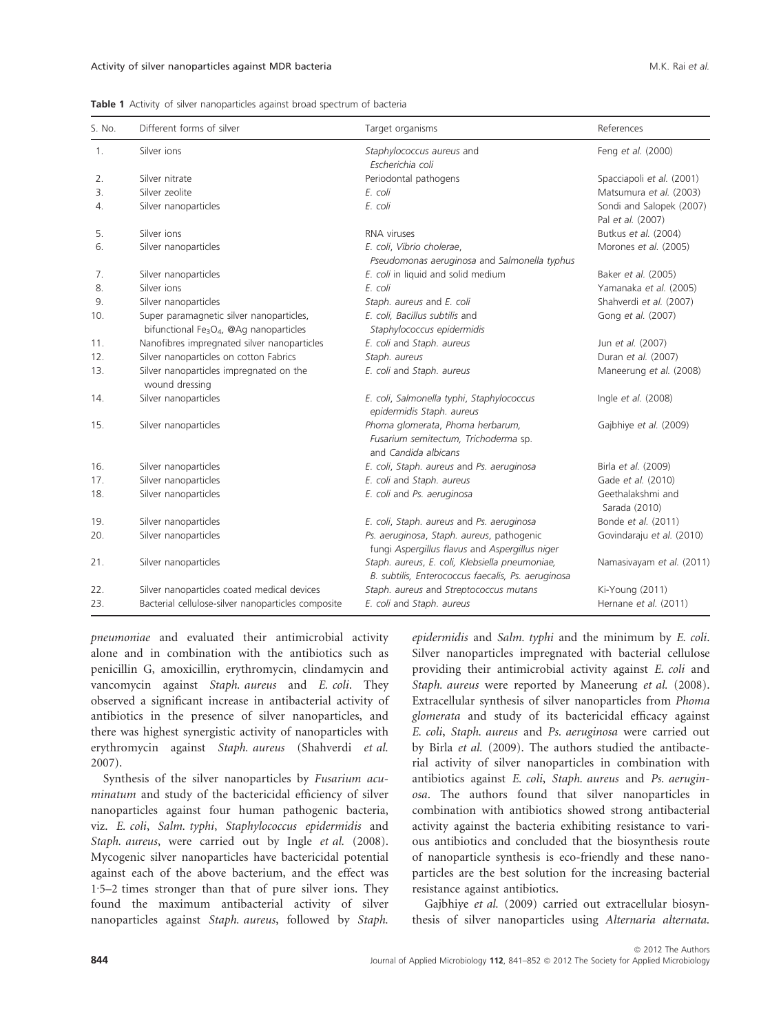**Table 1** Activity of silver nanoparticles against broad spectrum of bacteria

| S. No. | Different forms of silver | Target organisms | References |
|---|---|---|---|
| 1. | Silver ions | *Staphylococcus aureus* and *Escherichia coli* | Feng *et al.* (2000) |
| 2. | Silver nitrate | Periodontal pathogens | Spacciapoli *et al.* (2001) |
| 3. | Silver zeolite | *E. coli* | Matsumura *et al.* (2003) |
| 4. | Silver nanoparticles | *E. coli* | Sondi and Salopek (2007) Pal *et al.* (2007) |
| 5. | Silver ions | RNA viruses | Butkus *et al.* (2004) |
| 6. | Silver nanoparticles | *E. coli*, *Vibrio cholerae*, *Pseudomonas aeruginosa* and *Salmonella typhus* | Morones *et al.* (2005) |
| 7. | Silver nanoparticles | *E. coli* in liquid and solid medium | Baker *et al.* (2005) |
| 8. | Silver ions | *E. coli* | Yamanaka *et al.* (2005) |
| 9. | Silver nanoparticles | *Staph. aureus* and *E. coli* | Shahverdi *et al.* (2007) |
| 10. | Super paramagnetic silver nanoparticles, bifunctional $Fe_3O_4$, @Ag nanoparticles | *E. coli*, *Bacillus subtilis* and *Staphylococcus epidermidis* | Gong *et al.* (2007) |
| 11. | Nanofibres impregnated silver nanoparticles | *E. coli* and *Staph. aureus* | Jun *et al.* (2007) |
| 12. | Silver nanoparticles on cotton Fabrics | *Staph. aureus* | Duran *et al.* (2007) |
| 13. | Silver nanoparticles impregnated on the wound dressing | *E. coli* and *Staph. aureus* | Maneerung *et al.* (2008) |
| 14. | Silver nanoparticles | *E. coli*, *Salmonella typhi*, *Staphylococcus epidermidis Staph. aureus* | Ingle *et al.* (2008) |
| 15. | Silver nanoparticles | *Phoma glomerata*, *Phoma herbarum*, *Fusarium semitectum*, *Trichoderma* sp. and *Candida albicans* | Gajbhiye *et al.* (2009) |
| 16. | Silver nanoparticles | *E. coli*, *Staph. aureus* and *Ps. aeruginosa* | Birla *et al.* (2009) |
| 17. | Silver nanoparticles | *E. coli* and *Staph. aureus* | Gade *et al.* (2010) |
| 18. | Silver nanoparticles | *E. coli* and *Ps. aeruginosa* | Geethalakshmi and Sarada (2010) |
| 19. | Silver nanoparticles | *E. coli*, *Staph. aureus* and *Ps. aeruginosa* | Bonde *et al.* (2011) |
| 20. | Silver nanoparticles | *Ps. aeruginosa*, *Staph. aureus*, pathogenic fungi *Aspergillus flavus* and *Aspergillus niger* | Govindaraju *et al.* (2010) |
| 21. | Silver nanoparticles | *Staph. aureus*, *E. coli*, *Klebsiella pneumoniae*, *B. subtilis*, *Enterococcus faecalis*, *Ps. aeruginosa* | Namasivayam *et al.* (2011) |
| 22. | Silver nanoparticles coated medical devices | *Staph. aureus* and *Streptococcus mutans* | Ki-Young (2011) |
| 23. | Bacterial cellulose-silver nanoparticles composite | *E. coli* and *Staph. aureus* | Hernane *et al.* (2011) |

*pneumoniae* and evaluated their antimicrobial activity alone and in combination with the antibiotics such as penicillin G, amoxicillin, erythromycin, clindamycin and vancomycin against *Staph. aureus* and *E. coli*. They observed a significant increase in antibacterial activity of antibiotics in the presence of silver nanoparticles, and there was highest synergistic activity of nanoparticles with erythromycin against *Staph. aureus* (Shahverdi *et al.* 2007).

Synthesis of the silver nanoparticles by *Fusarium acuminatum* and study of the bactericidal efficiency of silver nanoparticles against four human pathogenic bacteria, viz. *E. coli*, *Salm. typhi*, *Staphylococcus epidermidis* and *Staph. aureus*, were carried out by Ingle *et al.* (2008). Mycogenic silver nanoparticles have bactericidal potential against each of the above bacterium, and the effect was 1·5–2 times stronger than that of pure silver ions. They found the maximum antibacterial activity of silver nanoparticles against *Staph. aureus*, followed by *Staph. epidermidis* and *Salm. typhi* and the minimum by *E. coli*. Silver nanoparticles impregnated with bacterial cellulose providing their antimicrobial activity against *E. coli* and *Staph. aureus* were reported by Maneerung *et al.* (2008). Extracellular synthesis of silver nanoparticles from *Phoma glomerata* and study of its bactericidal efficacy against *E. coli*, *Staph. aureus* and *Ps. aeruginosa* were carried out by Birla *et al.* (2009). The authors studied the antibacterial activity of silver nanoparticles in combination with antibiotics against *E. coli*, *Staph. aureus* and *Ps. aeruginosa*. The authors found that silver nanoparticles in combination with antibiotics showed strong antibacterial activity against the bacteria exhibiting resistance to various antibiotics and concluded that the biosynthesis route of nanoparticle synthesis is eco-friendly and these nanoparticles are the best solution for the increasing bacterial resistance against antibiotics.

Gajbhiye *et al.* (2009) carried out extracellular biosynthesis of silver nanoparticles using *Alternaria alternata.*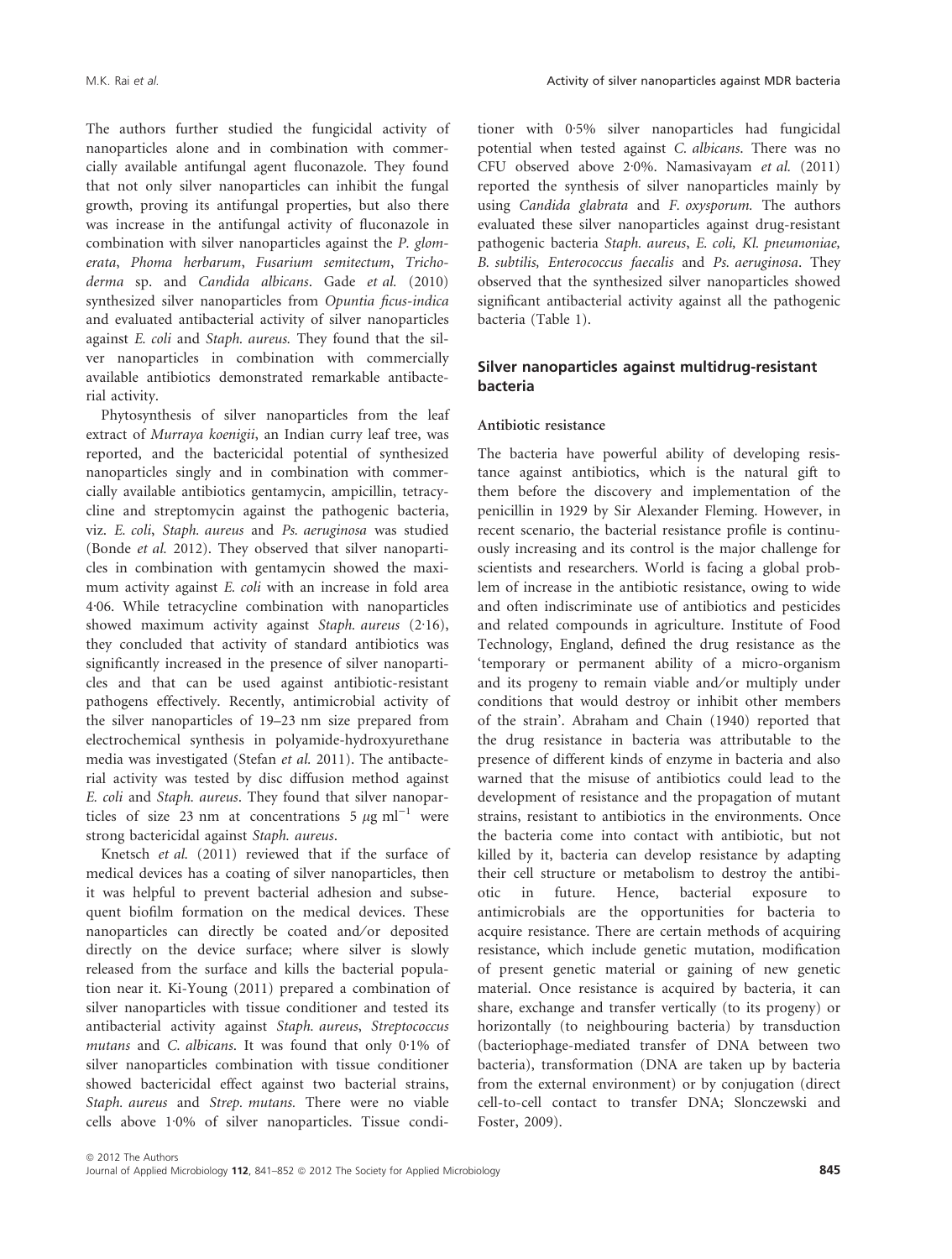The authors further studied the fungicidal activity of nanoparticles alone and in combination with commercially available antifungal agent fluconazole. They found that not only silver nanoparticles can inhibit the fungal growth, proving its antifungal properties, but also there was increase in the antifungal activity of fluconazole in combination with silver nanoparticles against the *P. glomerata*, *Phoma herbarum*, *Fusarium semitectum*, *Trichoderma* sp. and *Candida albicans*. Gade *et al.* (2010) synthesized silver nanoparticles from *Opuntia ficus-indica* and evaluated antibacterial activity of silver nanoparticles against *E. coli* and *Staph. aureus.* They found that the silver nanoparticles in combination with commercially available antibiotics demonstrated remarkable antibacterial activity.

Phytosynthesis of silver nanoparticles from the leaf extract of *Murraya koenigii*, an Indian curry leaf tree, was reported, and the bactericidal potential of synthesized nanoparticles singly and in combination with commercially available antibiotics gentamycin, ampicillin, tetracycline and streptomycin against the pathogenic bacteria, viz. *E. coli*, *Staph. aureus* and *Ps. aeruginosa* was studied (Bonde *et al.* 2012). They observed that silver nanoparticles in combination with gentamycin showed the maximum activity against *E. coli* with an increase in fold area 4·06. While tetracycline combination with nanoparticles showed maximum activity against *Staph. aureus* (2·16), they concluded that activity of standard antibiotics was significantly increased in the presence of silver nanoparticles and that can be used against antibiotic-resistant pathogens effectively. Recently, antimicrobial activity of the silver nanoparticles of 19–23 nm size prepared from electrochemical synthesis in polyamide-hydroxyurethane media was investigated (Stefan *et al.* 2011). The antibacterial activity was tested by disc diffusion method against *E. coli* and *Staph. aureus*. They found that silver nanoparticles of size 23 nm at concentrations 5 $\mu$g ml$^{-1}$ were strong bactericidal against *Staph. aureus*.

Knetsch *et al.* (2011) reviewed that if the surface of medical devices has a coating of silver nanoparticles, then it was helpful to prevent bacterial adhesion and subsequent biofilm formation on the medical devices. These nanoparticles can directly be coated and/or deposited directly on the device surface; where silver is slowly released from the surface and kills the bacterial population near it. Ki-Young (2011) prepared a combination of silver nanoparticles with tissue conditioner and tested its antibacterial activity against *Staph. aureus*, *Streptococcus mutans* and *C. albicans*. It was found that only 0·1% of silver nanoparticles combination with tissue conditioner showed bactericidal effect against two bacterial strains, *Staph. aureus* and *Strep. mutans.* There were no viable cells above 1·0% of silver nanoparticles. Tissue conditioner with 0·5% silver nanoparticles had fungicidal potential when tested against *C. albicans*. There was no CFU observed above 2·0%. Namasivayam *et al.* (2011) reported the synthesis of silver nanoparticles mainly by using *Candida glabrata* and *F. oxysporum.* The authors evaluated these silver nanoparticles against drug-resistant pathogenic bacteria *Staph. aureus*, *E. coli, Kl. pneumoniae, B. subtilis, Enterococcus faecalis* and *Ps. aeruginosa*. They observed that the synthesized silver nanoparticles showed significant antibacterial activity against all the pathogenic bacteria (Table 1).

## Silver nanoparticles against multidrug-resistant bacteria

### Antibiotic resistance

The bacteria have powerful ability of developing resistance against antibiotics, which is the natural gift to them before the discovery and implementation of the penicillin in 1929 by Sir Alexander Fleming. However, in recent scenario, the bacterial resistance profile is continuously increasing and its control is the major challenge for scientists and researchers. World is facing a global problem of increase in the antibiotic resistance, owing to wide and often indiscriminate use of antibiotics and pesticides and related compounds in agriculture. Institute of Food Technology, England, defined the drug resistance as the 'temporary or permanent ability of a micro-organism and its progeny to remain viable and/or multiply under conditions that would destroy or inhibit other members of the strain'. Abraham and Chain (1940) reported that the drug resistance in bacteria was attributable to the presence of different kinds of enzyme in bacteria and also warned that the misuse of antibiotics could lead to the development of resistance and the propagation of mutant strains, resistant to antibiotics in the environments. Once the bacteria come into contact with antibiotic, but not killed by it, bacteria can develop resistance by adapting their cell structure or metabolism to destroy the antibiotic in future. Hence, bacterial exposure to antimicrobials are the opportunities for bacteria to acquire resistance. There are certain methods of acquiring resistance, which include genetic mutation, modification of present genetic material or gaining of new genetic material. Once resistance is acquired by bacteria, it can share, exchange and transfer vertically (to its progeny) or horizontally (to neighbouring bacteria) by transduction (bacteriophage-mediated transfer of DNA between two bacteria), transformation (DNA are taken up by bacteria from the external environment) or by conjugation (direct cell-to-cell contact to transfer DNA; Slonczewski and Foster, 2009).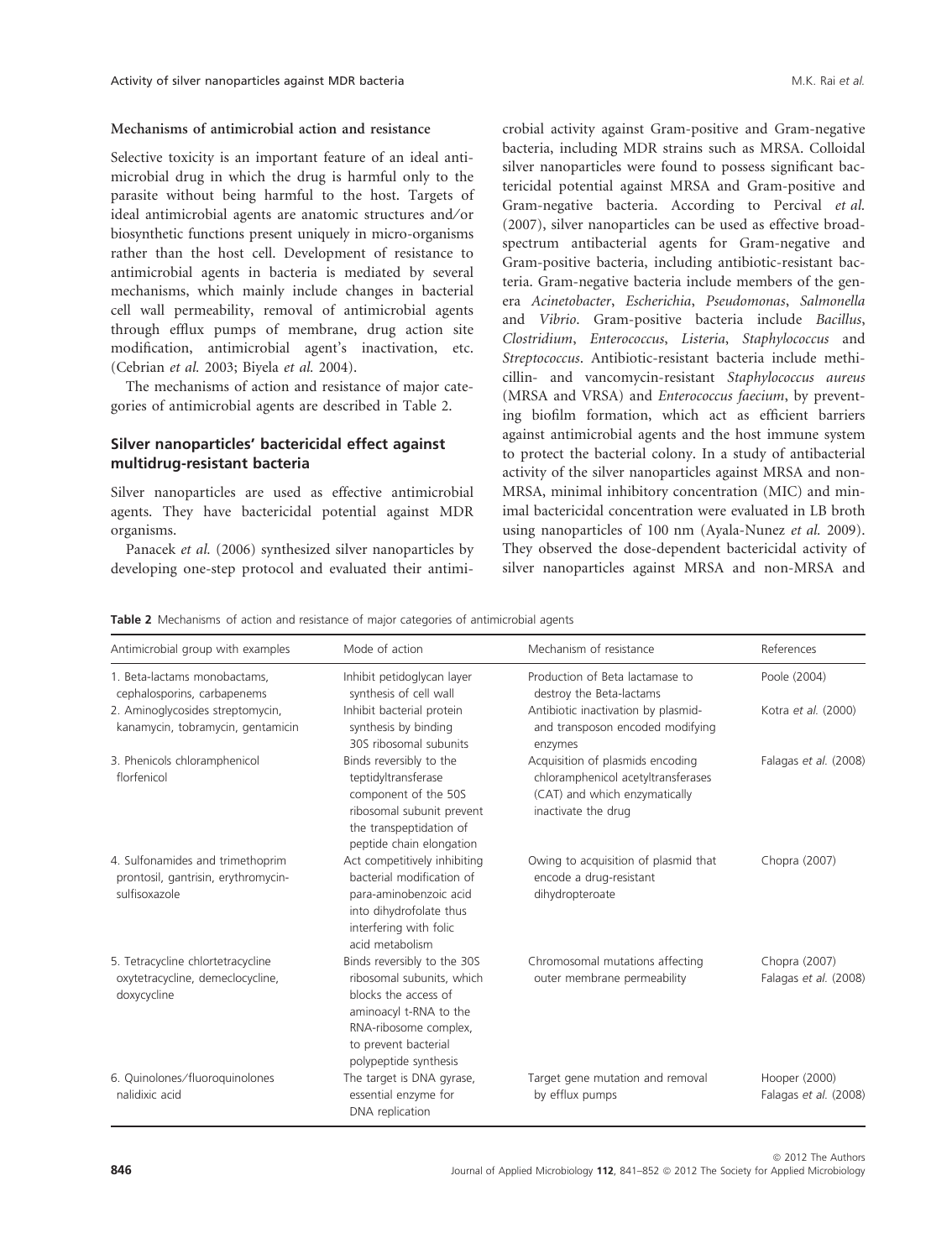### Mechanisms of antimicrobial action and resistance

Selective toxicity is an important feature of an ideal antimicrobial drug in which the drug is harmful only to the parasite without being harmful to the host. Targets of ideal antimicrobial agents are anatomic structures and/or biosynthetic functions present uniquely in micro-organisms rather than the host cell. Development of resistance to antimicrobial agents in bacteria is mediated by several mechanisms, which mainly include changes in bacterial cell wall permeability, removal of antimicrobial agents through efflux pumps of membrane, drug action site modification, antimicrobial agent's inactivation, etc. (Cebrian *et al.* 2003; Biyela *et al.* 2004).

The mechanisms of action and resistance of major categories of antimicrobial agents are described in Table 2.

## Silver nanoparticles' bactericidal effect against multidrug-resistant bacteria

Silver nanoparticles are used as effective antimicrobial agents. They have bactericidal potential against MDR organisms.

Panacek *et al.* (2006) synthesized silver nanoparticles by developing one-step protocol and evaluated their antimicrobial activity against Gram-positive and Gram-negative bacteria, including MDR strains such as MRSA. Colloidal silver nanoparticles were found to possess significant bactericidal potential against MRSA and Gram-positive and Gram-negative bacteria. According to Percival *et al.* (2007), silver nanoparticles can be used as effective broad-spectrum antibacterial agents for Gram-negative and Gram-positive bacteria, including antibiotic-resistant bacteria. Gram-negative bacteria include members of the genera *Acinetobacter*, *Escherichia*, *Pseudomonas*, *Salmonella* and *Vibrio*. Gram-positive bacteria include *Bacillus*, *Clostridium*, *Enterococcus*, *Listeria*, *Staphylococcus* and *Streptococcus*. Antibiotic-resistant bacteria include methicillin- and vancomycin-resistant *Staphylococcus aureus* (MRSA and VRSA) and *Enterococcus faecium*, by preventing biofilm formation, which act as efficient barriers against antimicrobial agents and the host immune system to protect the bacterial colony. In a study of antibacterial activity of the silver nanoparticles against MRSA and non-MRSA, minimal inhibitory concentration (MIC) and minimal bactericidal concentration were evaluated in LB broth using nanoparticles of 100 nm (Ayala-Nunez *et al.* 2009). They observed the dose-dependent bactericidal activity of silver nanoparticles against MRSA and non-MRSA and

**Table 2** Mechanisms of action and resistance of major categories of antimicrobial agents

| Antimicrobial group with examples | Mode of action | Mechanism of resistance | References |
|---|---|---|---|
| 1. Beta-lactams monobactams, cephalosporins, carbapenems | Inhibit petidoglycan layer synthesis of cell wall | Production of Beta lactamase to destroy the Beta-lactams | Poole (2004) |
| 2. Aminoglycosides streptomycin, kanamycin, tobramycin, gentamicin | Inhibit bacterial protein synthesis by binding 30S ribosomal subunits | Antibiotic inactivation by plasmid- and transposon encoded modifying enzymes | Kotra *et al.* (2000) |
| 3. Phenicols chloramphenicol florfenicol | Binds reversibly to the teptidyltransferase component of the 50S ribosomal subunit prevent the transpeptidation of peptide chain elongation | Acquisition of plasmids encoding chloramphenicol acetyltransferases (CAT) and which enzymatically inactivate the drug | Falagas *et al.* (2008) |
| 4. Sulfonamides and trimethoprim prontosil, gantrisin, erythromycin-sulfisoxazole | Act competitively inhibiting bacterial modification of para-aminobenzoic acid into dihydrofolate thus interfering with folic acid metabolism | Owing to acquisition of plasmid that encode a drug-resistant dihydropteroate | Chopra (2007) |
| 5. Tetracycline chlortetracycline oxytetracycline, demeclocycline, doxycycline | Binds reversibly to the 30S ribosomal subunits, which blocks the access of aminoacyl t-RNA to the RNA-ribosome complex, to prevent bacterial polypeptide synthesis | Chromosomal mutations affecting outer membrane permeability | Chopra (2007) Falagas *et al.* (2008) |
| 6. Quinolones/fluoroquinolones nalidixic acid | The target is DNA gyrase, essential enzyme for DNA replication | Target gene mutation and removal by efflux pumps | Hooper (2000) Falagas *et al.* (2008) |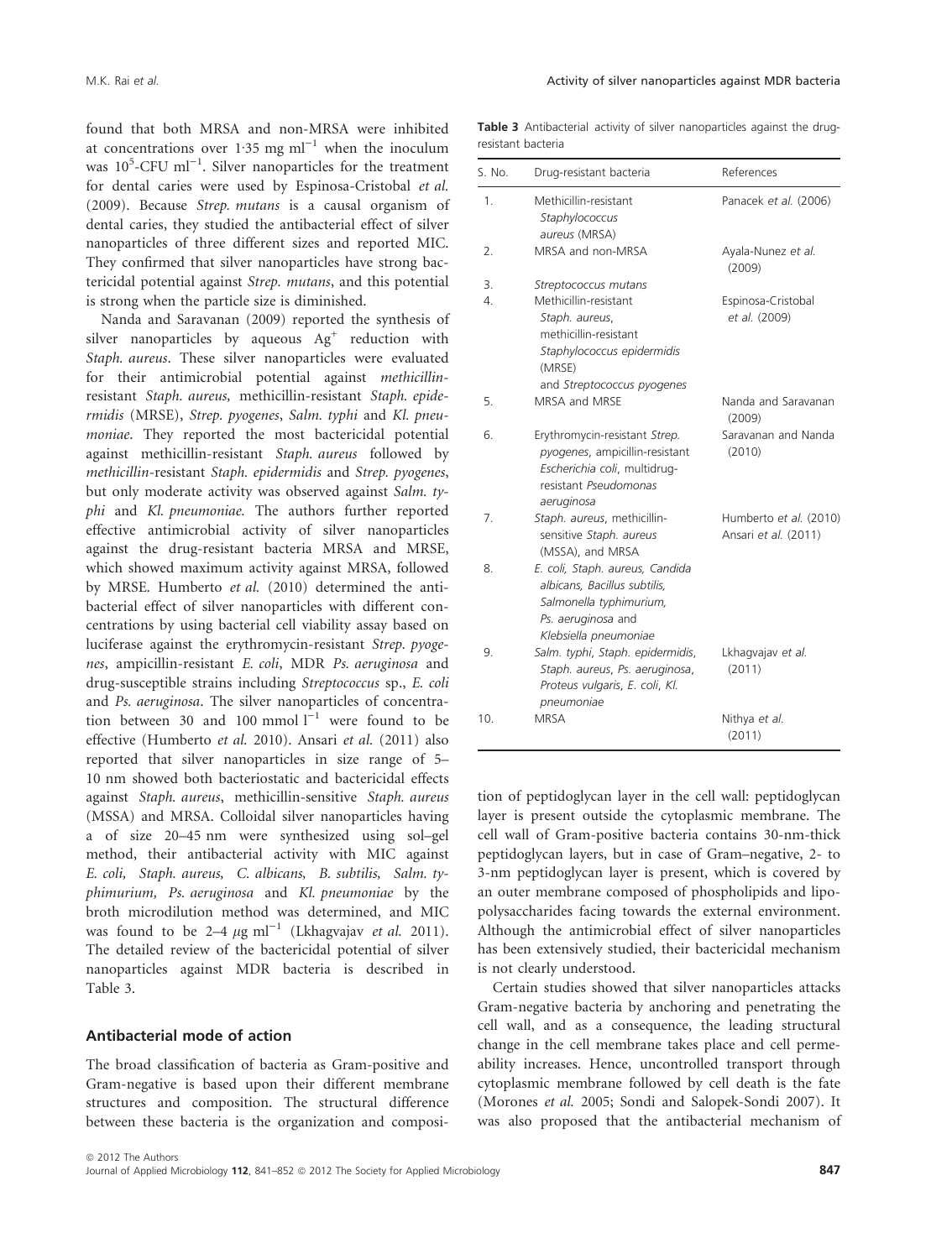found that both MRSA and non-MRSA were inhibited at concentrations over 1·35 mg $ml^{-1}$ when the inoculum was $10^5$-CFU $ml^{-1}$. Silver nanoparticles for the treatment for dental caries were used by Espinosa-Cristobal *et al.* (2009). Because *Strep. mutans* is a causal organism of dental caries, they studied the antibacterial effect of silver nanoparticles of three different sizes and reported MIC. They confirmed that silver nanoparticles have strong bactericidal potential against *Strep. mutans*, and this potential is strong when the particle size is diminished.

Nanda and Saravanan (2009) reported the synthesis of silver nanoparticles by aqueous $Ag^+$ reduction with *Staph. aureus*. These silver nanoparticles were evaluated for their antimicrobial potential against *methicillin*-resistant *Staph. aureus*, methicillin-resistant *Staph. epidermidis* (MRSE), *Strep. pyogenes*, *Salm. typhi* and *Kl. pneumoniae*. They reported the most bactericidal potential against methicillin-resistant *Staph. aureus* followed by *methicillin*-resistant *Staph. epidermidis* and *Strep. pyogenes*, but only moderate activity was observed against *Salm. typhi* and *Kl. pneumoniae.* The authors further reported effective antimicrobial activity of silver nanoparticles against the drug-resistant bacteria MRSA and MRSE, which showed maximum activity against MRSA, followed by MRSE. Humberto *et al.* (2010) determined the antibacterial effect of silver nanoparticles with different concentrations by using bacterial cell viability assay based on luciferase against the erythromycin-resistant *Strep. pyogenes*, ampicillin-resistant *E. coli*, MDR *Ps. aeruginosa* and drug-susceptible strains including *Streptococcus* sp., *E. coli* and *Ps. aeruginosa*. The silver nanoparticles of concentration between 30 and 100 mmol $l^{-1}$ were found to be effective (Humberto *et al.* 2010). Ansari *et al.* (2011) also reported that silver nanoparticles in size range of 5–10 nm showed both bacteriostatic and bactericidal effects against *Staph. aureus*, methicillin-sensitive *Staph. aureus* (MSSA) and MRSA. Colloidal silver nanoparticles having a of size 20–45 nm were synthesized using sol–gel method, their antibacterial activity with MIC against *E. coli, Staph. aureus, C. albicans, B. subtilis, Salm. typhimurium, Ps. aeruginosa* and *Kl. pneumoniae* by the broth microdilution method was determined, and MIC was found to be 2–4 $\mu$g $ml^{-1}$ (Lkhagvajav *et al.* 2011). The detailed review of the bactericidal potential of silver nanoparticles against MDR bacteria is described in Table 3.

**Table 3** Antibacterial activity of silver nanoparticles against the drug-resistant bacteria

| S. No. | Drug-resistant bacteria | References |
|---|---|---|
| 1. | Methicillin-resistant *Staphylococcus aureus* (MRSA) | Panacek *et al.* (2006) |
| 2. | MRSA and non-MRSA | Ayala-Nunez *et al.* (2009) |
| 3. | *Streptococcus mutans* | |
| 4. | Methicillin-resistant *Staph. aureus*, methicillin-resistant *Staphylococcus epidermidis* (MRSE) and *Streptococcus pyogenes* | Espinosa-Cristobal *et al.* (2009) |
| 5. | MRSA and MRSE | Nanda and Saravanan (2009) |
| 6. | Erythromycin-resistant *Strep. pyogenes*, ampicillin-resistant *Escherichia coli*, multidrug-resistant *Pseudomonas aeruginosa* | Saravanan and Nanda (2010) |
| 7. | *Staph. aureus*, methicillin-sensitive *Staph. aureus* (MSSA), and MRSA | Humberto *et al.* (2010) Ansari *et al.* (2011) |
| 8. | *E. coli, Staph. aureus, Candida albicans, Bacillus subtilis, Salmonella typhimurium, Ps. aeruginosa* and *Klebsiella pneumoniae* | |
| 9. | *Salm. typhi, Staph. epidermidis, Staph. aureus, Ps. aeruginosa, Proteus vulgaris, E. coli, Kl. pneumoniae* | Lkhagvajav *et al.* (2011) |
| 10. | MRSA | Nithya *et al.* (2011) |

## Antibacterial mode of action

The broad classification of bacteria as Gram-positive and Gram-negative is based upon their different membrane structures and composition. The structural difference between these bacteria is the organization and composition of peptidoglycan layer in the cell wall: peptidoglycan layer is present outside the cytoplasmic membrane. The cell wall of Gram-positive bacteria contains 30-nm-thick peptidoglycan layers, but in case of Gram–negative, 2- to 3-nm peptidoglycan layer is present, which is covered by an outer membrane composed of phospholipids and lipopolysaccharides facing towards the external environment. Although the antimicrobial effect of silver nanoparticles has been extensively studied, their bactericidal mechanism is not clearly understood.

Certain studies showed that silver nanoparticles attacks Gram-negative bacteria by anchoring and penetrating the cell wall, and as a consequence, the leading structural change in the cell membrane takes place and cell permeability increases. Hence, uncontrolled transport through cytoplasmic membrane followed by cell death is the fate (Morones *et al.* 2005; Sondi and Salopek-Sondi 2007). It was also proposed that the antibacterial mechanism of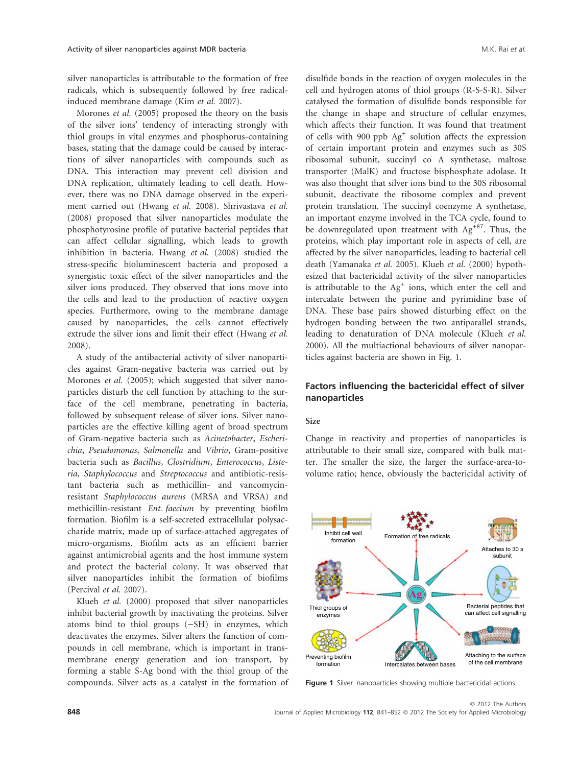silver nanoparticles is attributable to the formation of free radicals, which is subsequently followed by free radical-induced membrane damage (Kim *et al.* 2007).

Morones *et al.* (2005) proposed the theory on the basis of the silver ions' tendency of interacting strongly with thiol groups in vital enzymes and phosphorus-containing bases, stating that the damage could be caused by interactions of silver nanoparticles with compounds such as DNA. This interaction may prevent cell division and DNA replication, ultimately leading to cell death. However, there was no DNA damage observed in the experiment carried out (Hwang *et al.* 2008). Shrivastava *et al.* (2008) proposed that silver nanoparticles modulate the phosphotyrosine profile of putative bacterial peptides that can affect cellular signalling, which leads to growth inhibition in bacteria. Hwang *et al.* (2008) studied the stress-specific bioluminescent bacteria and proposed a synergistic toxic effect of the silver nanoparticles and the silver ions produced. They observed that ions move into the cells and lead to the production of reactive oxygen species. Furthermore, owing to the membrane damage caused by nanoparticles, the cells cannot effectively extrude the silver ions and limit their effect (Hwang *et al.* 2008).

A study of the antibacterial activity of silver nanoparticles against Gram-negative bacteria was carried out by Morones *et al.* (2005); which suggested that silver nanoparticles disturb the cell function by attaching to the surface of the cell membrane, penetrating in bacteria, followed by subsequent release of silver ions. Silver nanoparticles are the effective killing agent of broad spectrum of Gram-negative bacteria such as *Acinetobacter*, *Escherichia*, *Pseudomonas*, *Salmonella* and *Vibrio*, Gram-positive bacteria such as *Bacillus*, *Clostridium*, *Enterococcus*, *Listeria*, *Staphylococcus* and *Streptococcus* and antibiotic-resistant bacteria such as methicillin- and vancomycin-resistant *Staphylococcus aureus* (MRSA and VRSA) and methicillin-resistant *Ent. faecium* by preventing biofilm formation. Biofilm is a self-secreted extracellular polysaccharide matrix, made up of surface-attached aggregates of micro-organisms. Biofilm acts as an efficient barrier against antimicrobial agents and the host immune system and protect the bacterial colony. It was observed that silver nanoparticles inhibit the formation of biofilms (Percival *et al.* 2007).

Klueh *et al.* (2000) proposed that silver nanoparticles inhibit bacterial growth by inactivating the proteins. Silver atoms bind to thiol groups (–SH) in enzymes, which deactivates the enzymes. Silver alters the function of compounds in cell membrane, which is important in trans-membrane energy generation and ion transport, by forming a stable S-Ag bond with the thiol group of the compounds. Silver acts as a catalyst in the formation of disulfide bonds in the reaction of oxygen molecules in the cell and hydrogen atoms of thiol groups (R-S-S-R). Silver catalysed the formation of disulfide bonds responsible for the change in shape and structure of cellular enzymes, which affects their function. It was found that treatment of cells with 900 ppb $Ag^{+}$ solution affects the expression of certain important protein and enzymes such as 30S ribosomal subunit, succinyl co A synthetase, maltose transporter (MalK) and fructose bisphosphate adolase. It was also thought that silver ions bind to the 30S ribosomal subunit, deactivate the ribosome complex and prevent protein translation. The succinyl coenzyme A synthetase, an important enzyme involved in the TCA cycle, found to be downregulated upon treatment with $Ag^{+87}$. Thus, the proteins, which play important role in aspects of cell, are affected by the silver nanoparticles, leading to bacterial cell death (Yamanaka *et al.* 2005). Klueh *et al.* (2000) hypothesized that bactericidal activity of the silver nanoparticles is attributable to the $Ag^{+}$ ions, which enter the cell and intercalate between the purine and pyrimidine base of DNA. These base pairs showed disturbing effect on the hydrogen bonding between the two antiparallel strands, leading to denaturation of DNA molecule (Klueh *et al.* 2000). All the multiactional behaviours of silver nanoparticles against bacteria are shown in Fig. 1.

## Factors influencing the bactericidal effect of silver nanoparticles

### Size

Change in reactivity and properties of nanoparticles is attributable to their small size, compared with bulk matter. The smaller the size, the larger the surface-area-to-volume ratio; hence, obviously the bactericidal activity of

**Figure 1** Silver nanoparticles showing multiple bactericidal actions.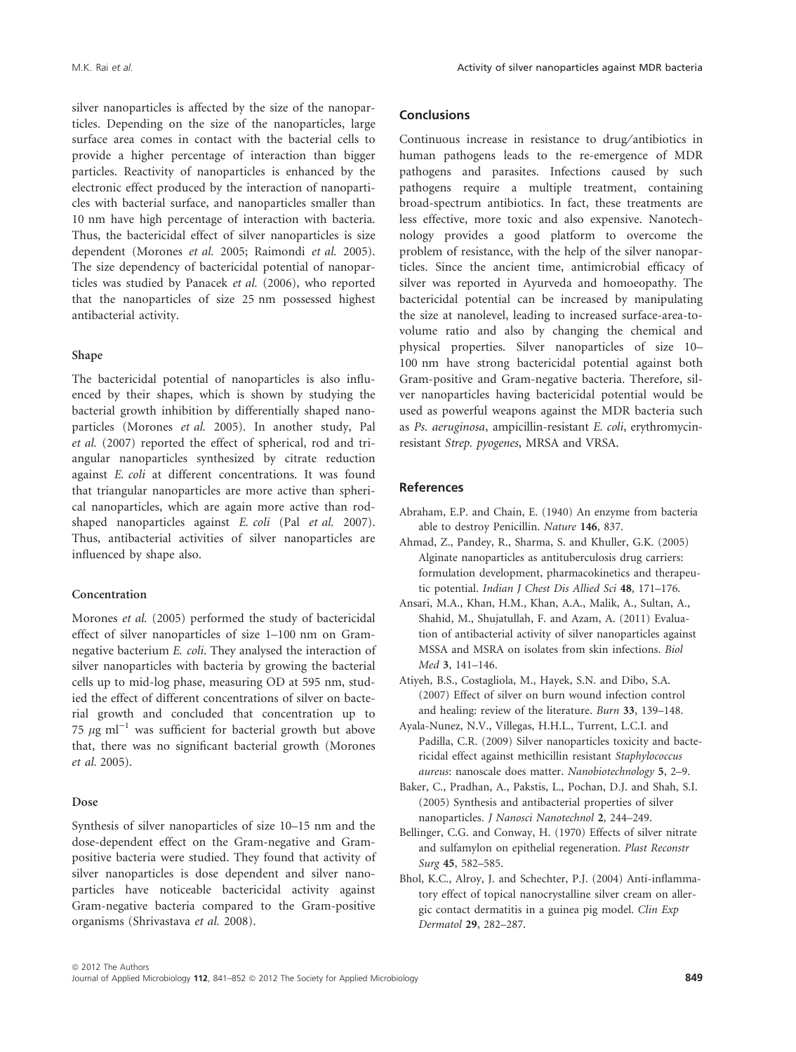silver nanoparticles is affected by the size of the nanoparticles. Depending on the size of the nanoparticles, large surface area comes in contact with the bacterial cells to provide a higher percentage of interaction than bigger particles. Reactivity of nanoparticles is enhanced by the electronic effect produced by the interaction of nanoparticles with bacterial surface, and nanoparticles smaller than 10 nm have high percentage of interaction with bacteria. Thus, the bactericidal effect of silver nanoparticles is size dependent (Morones *et al.* 2005; Raimondi *et al.* 2005). The size dependency of bactericidal potential of nanoparticles was studied by Panacek *et al.* (2006), who reported that the nanoparticles of size 25 nm possessed highest antibacterial activity.

### Shape

The bactericidal potential of nanoparticles is also influenced by their shapes, which is shown by studying the bacterial growth inhibition by differentially shaped nanoparticles (Morones *et al.* 2005). In another study, Pal *et al.* (2007) reported the effect of spherical, rod and triangular nanoparticles synthesized by citrate reduction against *E. coli* at different concentrations. It was found that triangular nanoparticles are more active than spherical nanoparticles, which are again more active than rod-shaped nanoparticles against *E. coli* (Pal *et al.* 2007). Thus, antibacterial activities of silver nanoparticles are influenced by shape also.

### Concentration

Morones *et al.* (2005) performed the study of bactericidal effect of silver nanoparticles of size 1–100 nm on Gram-negative bacterium *E. coli*. They analysed the interaction of silver nanoparticles with bacteria by growing the bacterial cells up to mid-log phase, measuring OD at 595 nm, studied the effect of different concentrations of silver on bacterial growth and concluded that concentration up to 75 $\mu$g ml$^{-1}$ was sufficient for bacterial growth but above that, there was no significant bacterial growth (Morones *et al.* 2005).

### Dose

Synthesis of silver nanoparticles of size 10–15 nm and the dose-dependent effect on the Gram-negative and Gram-positive bacteria were studied. They found that activity of silver nanoparticles is dose dependent and silver nanoparticles have noticeable bactericidal activity against Gram-negative bacteria compared to the Gram-positive organisms (Shrivastava *et al.* 2008).

## Conclusions

Continuous increase in resistance to drug/antibiotics in human pathogens leads to the re-emergence of MDR pathogens and parasites. Infections caused by such pathogens require a multiple treatment, containing broad-spectrum antibiotics. In fact, these treatments are less effective, more toxic and also expensive. Nanotechnology provides a good platform to overcome the problem of resistance, with the help of the silver nanoparticles. Since the ancient time, antimicrobial efficacy of silver was reported in Ayurveda and homoeopathy. The bactericidal potential can be increased by manipulating the size at nanolevel, leading to increased surface-area-to-volume ratio and also by changing the chemical and physical properties. Silver nanoparticles of size 10–100 nm have strong bactericidal potential against both Gram-positive and Gram-negative bacteria. Therefore, silver nanoparticles having bactericidal potential would be used as powerful weapons against the MDR bacteria such as *Ps. aeruginosa*, ampicillin-resistant *E. coli*, erythromycin-resistant *Strep. pyogenes*, MRSA and VRSA.

## References

Abraham, E.P. and Chain, E. (1940) An enzyme from bacteria able to destroy Penicillin. *Nature* **146**, 837.

Ahmad, Z., Pandey, R., Sharma, S. and Khuller, G.K. (2005) Alginate nanoparticles as antituberculosis drug carriers: formulation development, pharmacokinetics and therapeutic potential. *Indian J Chest Dis Allied Sci* **48**, 171–176.

Ansari, M.A., Khan, H.M., Khan, A.A., Malik, A., Sultan, A., Shahid, M., Shujatullah, F. and Azam, A. (2011) Evaluation of antibacterial activity of silver nanoparticles against MSSA and MSRA on isolates from skin infections. *Biol Med* **3**, 141–146.

Atiyeh, B.S., Costagliola, M., Hayek, S.N. and Dibo, S.A. (2007) Effect of silver on burn wound infection control and healing: review of the literature. *Burn* **33**, 139–148.

Ayala-Nunez, N.V., Villegas, H.H.L., Turrent, L.C.I. and Padilla, C.R. (2009) Silver nanoparticles toxicity and bactericidal effect against methicillin resistant *Staphylococcus aureus*: nanoscale does matter. *Nanobiotechnology* **5**, 2–9.

Baker, C., Pradhan, A., Pakstis, L., Pochan, D.J. and Shah, S.I. (2005) Synthesis and antibacterial properties of silver nanoparticles. *J Nanosci Nanotechnol* **2**, 244–249.

Bellinger, C.G. and Conway, H. (1970) Effects of silver nitrate and sulfamylon on epithelial regeneration. *Plast Reconstr Surg* **45**, 582–585.

Bhol, K.C., Alroy, J. and Schechter, P.J. (2004) Anti-inflammatory effect of topical nanocrystalline silver cream on allergic contact dermatitis in a guinea pig model. *Clin Exp Dermatol* **29**, 282–287.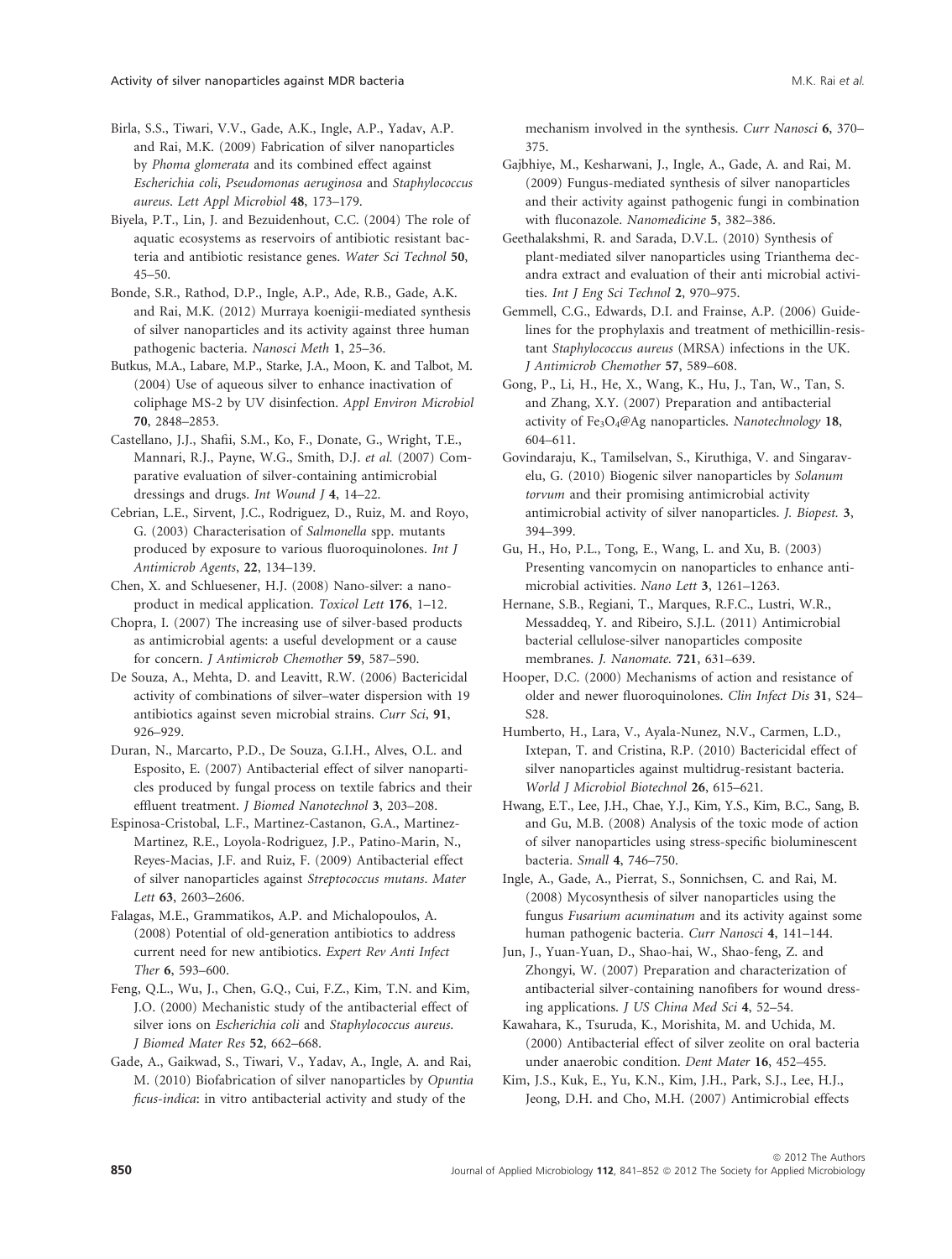Birla, S.S., Tiwari, V.V., Gade, A.K., Ingle, A.P., Yadav, A.P. and Rai, M.K. (2009) Fabrication of silver nanoparticles by *Phoma glomerata* and its combined effect against *Escherichia coli*, *Pseudomonas aeruginosa* and *Staphylococcus aureus*. *Lett Appl Microbiol* **48**, 173–179.

Biyela, P.T., Lin, J. and Bezuidenhout, C.C. (2004) The role of aquatic ecosystems as reservoirs of antibiotic resistant bacteria and antibiotic resistance genes. *Water Sci Technol* **50**, 45–50.

Bonde, S.R., Rathod, D.P., Ingle, A.P., Ade, R.B., Gade, A.K. and Rai, M.K. (2012) Murraya koenigii-mediated synthesis of silver nanoparticles and its activity against three human pathogenic bacteria. *Nanosci Meth* **1**, 25–36.

Butkus, M.A., Labare, M.P., Starke, J.A., Moon, K. and Talbot, M. (2004) Use of aqueous silver to enhance inactivation of coliphage MS-2 by UV disinfection. *Appl Environ Microbiol* **70**, 2848–2853.

Castellano, J.J., Shafii, S.M., Ko, F., Donate, G., Wright, T.E., Mannari, R.J., Payne, W.G., Smith, D.J. *et al.* (2007) Comparative evaluation of silver-containing antimicrobial dressings and drugs. *Int Wound J* **4**, 14–22.

Cebrian, L.E., Sirvent, J.C., Rodriguez, D., Ruiz, M. and Royo, G. (2003) Characterisation of *Salmonella* spp. mutants produced by exposure to various fluoroquinolones. *Int J Antimicrob Agents*, **22**, 134–139.

Chen, X. and Schluesener, H.J. (2008) Nano-silver: a nanoproduct in medical application. *Toxicol Lett* **176**, 1–12.

Chopra, I. (2007) The increasing use of silver-based products as antimicrobial agents: a useful development or a cause for concern. *J Antimicrob Chemother* **59**, 587–590.

De Souza, A., Mehta, D. and Leavitt, R.W. (2006) Bactericidal activity of combinations of silver–water dispersion with 19 antibiotics against seven microbial strains. *Curr Sci*, **91**, 926–929.

Duran, N., Marcarto, P.D., De Souza, G.I.H., Alves, O.L. and Esposito, E. (2007) Antibacterial effect of silver nanoparticles produced by fungal process on textile fabrics and their effluent treatment. *J Biomed Nanotechnol* **3**, 203–208.

Espinosa-Cristobal, L.F., Martinez-Castanon, G.A., Martinez-Martinez, R.E., Loyola-Rodriguez, J.P., Patino-Marin, N., Reyes-Macias, J.F. and Ruiz, F. (2009) Antibacterial effect of silver nanoparticles against *Streptococcus mutans*. *Mater Lett* **63**, 2603–2606.

Falagas, M.E., Grammatikos, A.P. and Michalopoulos, A. (2008) Potential of old-generation antibiotics to address current need for new antibiotics. *Expert Rev Anti Infect Ther* **6**, 593–600.

Feng, Q.L., Wu, J., Chen, G.Q., Cui, F.Z., Kim, T.N. and Kim, J.O. (2000) Mechanistic study of the antibacterial effect of silver ions on *Escherichia coli* and *Staphylococcus aureus*. *J Biomed Mater Res* **52**, 662–668.

Gade, A., Gaikwad, S., Tiwari, V., Yadav, A., Ingle, A. and Rai, M. (2010) Biofabrication of silver nanoparticles by *Opuntia ficus-indica*: in vitro antibacterial activity and study of the mechanism involved in the synthesis. *Curr Nanosci* **6**, 370–375.

Gajbhiye, M., Kesharwani, J., Ingle, A., Gade, A. and Rai, M. (2009) Fungus-mediated synthesis of silver nanoparticles and their activity against pathogenic fungi in combination with fluconazole. *Nanomedicine* **5**, 382–386.

Geethalakshmi, R. and Sarada, D.V.L. (2010) Synthesis of plant-mediated silver nanoparticles using Trianthema decandra extract and evaluation of their anti microbial activities. *Int J Eng Sci Technol* **2**, 970–975.

Gemmell, C.G., Edwards, D.I. and Frainse, A.P. (2006) Guidelines for the prophylaxis and treatment of methicillin-resistant *Staphylococcus aureus* (MRSA) infections in the UK. *J Antimicrob Chemother* **57**, 589–608.

Gong, P., Li, H., He, X., Wang, K., Hu, J., Tan, W., Tan, S. and Zhang, X.Y. (2007) Preparation and antibacterial activity of $Fe_3O_4$@Ag nanoparticles. *Nanotechnology* **18**, 604–611.

Govindaraju, K., Tamilselvan, S., Kiruthiga, V. and Singaravelu, G. (2010) Biogenic silver nanoparticles by *Solanum torvum* and their promising antimicrobial activity antimicrobial activity of silver nanoparticles. *J. Biopest.* **3**, 394–399.

Gu, H., Ho, P.L., Tong, E., Wang, L. and Xu, B. (2003) Presenting vancomycin on nanoparticles to enhance antimicrobial activities. *Nano Lett* **3**, 1261–1263.

Hernane, S.B., Regiani, T., Marques, R.F.C., Lustri, W.R., Messaddeq, Y. and Ribeiro, S.J.L. (2011) Antimicrobial bacterial cellulose-silver nanoparticles composite membranes. *J. Nanomate.* **721**, 631–639.

Hooper, D.C. (2000) Mechanisms of action and resistance of older and newer fluoroquinolones. *Clin Infect Dis* **31**, S24–S28.

Humberto, H., Lara, V., Ayala-Nunez, N.V., Carmen, L.D., Ixtepan, T. and Cristina, R.P. (2010) Bactericidal effect of silver nanoparticles against multidrug-resistant bacteria. *World J Microbiol Biotechnol* **26**, 615–621.

Hwang, E.T., Lee, J.H., Chae, Y.J., Kim, Y.S., Kim, B.C., Sang, B. and Gu, M.B. (2008) Analysis of the toxic mode of action of silver nanoparticles using stress-specific bioluminescent bacteria. *Small* **4**, 746–750.

Ingle, A., Gade, A., Pierrat, S., Sonnichsen, C. and Rai, M. (2008) Mycosynthesis of silver nanoparticles using the fungus *Fusarium acuminatum* and its activity against some human pathogenic bacteria. *Curr Nanosci* **4**, 141–144.

Jun, J., Yuan-Yuan, D., Shao-hai, W., Shao-feng, Z. and Zhongyi, W. (2007) Preparation and characterization of antibacterial silver-containing nanofibers for wound dressing applications. *J US China Med Sci* **4**, 52–54.

Kawahara, K., Tsuruda, K., Morishita, M. and Uchida, M. (2000) Antibacterial effect of silver zeolite on oral bacteria under anaerobic condition. *Dent Mater* **16**, 452–455.

Kim, J.S., Kuk, E., Yu, K.N., Kim, J.H., Park, S.J., Lee, H.J., Jeong, D.H. and Cho, M.H. (2007) Antimicrobial effects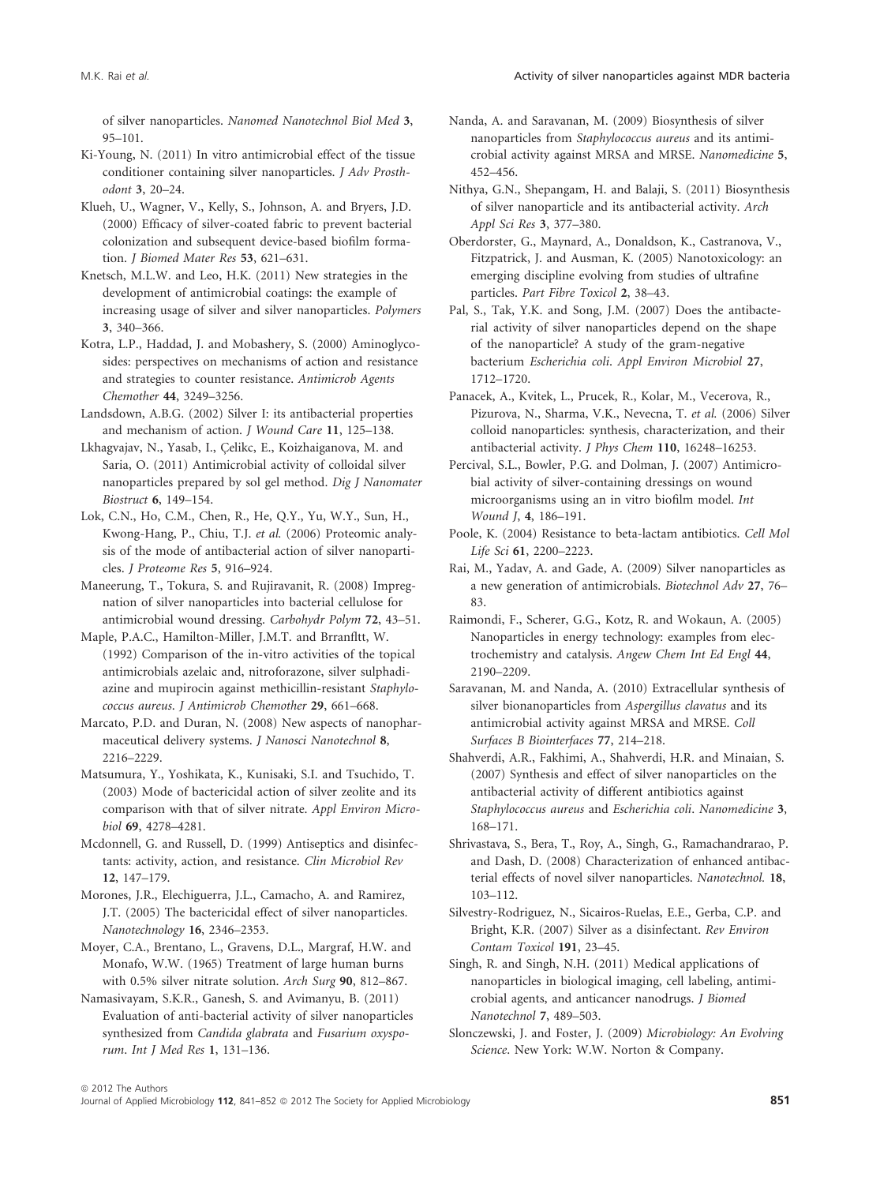of silver nanoparticles. *Nanomed Nanotechnol Biol Med* **3**, 95–101.

Ki-Young, N. (2011) In vitro antimicrobial effect of the tissue conditioner containing silver nanoparticles. *J Adv Prosthodont* **3**, 20–24.

Klueh, U., Wagner, V., Kelly, S., Johnson, A. and Bryers, J.D. (2000) Efficacy of silver-coated fabric to prevent bacterial colonization and subsequent device-based biofilm formation. *J Biomed Mater Res* **53**, 621–631.

Knetsch, M.L.W. and Leo, H.K. (2011) New strategies in the development of antimicrobial coatings: the example of increasing usage of silver and silver nanoparticles. *Polymers* **3**, 340–366.

Kotra, L.P., Haddad, J. and Mobashery, S. (2000) Aminoglycosides: perspectives on mechanisms of action and resistance and strategies to counter resistance. *Antimicrob Agents Chemother* **44**, 3249–3256.

Landsdown, A.B.G. (2002) Silver I: its antibacterial properties and mechanism of action. *J Wound Care* **11**, 125–138.

Lkhagvajav, N., Yasab, I., Çelikc, E., Koizhaiganova, M. and Saria, O. (2011) Antimicrobial activity of colloidal silver nanoparticles prepared by sol gel method. *Dig J Nanomater Biostruct* **6**, 149–154.

Lok, C.N., Ho, C.M., Chen, R., He, Q.Y., Yu, W.Y., Sun, H., Kwong-Hang, P., Chiu, T.J. *et al.* (2006) Proteomic analysis of the mode of antibacterial action of silver nanoparticles. *J Proteome Res* **5**, 916–924.

Maneerung, T., Tokura, S. and Rujiravanit, R. (2008) Impregnation of silver nanoparticles into bacterial cellulose for antimicrobial wound dressing. *Carbohydr Polym* **72**, 43–51.

Maple, P.A.C., Hamilton-Miller, J.M.T. and Brranfltt, W. (1992) Comparison of the in-vitro activities of the topical antimicrobials azelaic and, nitroforazone, silver sulphadiazine and mupirocin against methicillin-resistant *Staphylococcus aureus*. *J Antimicrob Chemother* **29**, 661–668.

Marcato, P.D. and Duran, N. (2008) New aspects of nanopharmaceutical delivery systems. *J Nanosci Nanotechnol* **8**, 2216–2229.

Matsumura, Y., Yoshikata, K., Kunisaki, S.I. and Tsuchido, T. (2003) Mode of bactericidal action of silver zeolite and its comparison with that of silver nitrate. *Appl Environ Microbiol* **69**, 4278–4281.

Mcdonnell, G. and Russell, D. (1999) Antiseptics and disinfectants: activity, action, and resistance. *Clin Microbiol Rev* **12**, 147–179.

Morones, J.R., Elechiguerra, J.L., Camacho, A. and Ramirez, J.T. (2005) The bactericidal effect of silver nanoparticles. *Nanotechnology* **16**, 2346–2353.

Moyer, C.A., Brentano, L., Gravens, D.L., Margraf, H.W. and Monafo, W.W. (1965) Treatment of large human burns with 0.5% silver nitrate solution. *Arch Surg* **90**, 812–867.

Namasivayam, S.K.R., Ganesh, S. and Avimanyu, B. (2011) Evaluation of anti-bacterial activity of silver nanoparticles synthesized from *Candida glabrata* and *Fusarium oxysporum*. *Int J Med Res* **1**, 131–136.

Nanda, A. and Saravanan, M. (2009) Biosynthesis of silver nanoparticles from *Staphylococcus aureus* and its antimicrobial activity against MRSA and MRSE. *Nanomedicine* **5**, 452–456.

Nithya, G.N., Shepangam, H. and Balaji, S. (2011) Biosynthesis of silver nanoparticle and its antibacterial activity. *Arch Appl Sci Res* **3**, 377–380.

Oberdorster, G., Maynard, A., Donaldson, K., Castranova, V., Fitzpatrick, J. and Ausman, K. (2005) Nanotoxicology: an emerging discipline evolving from studies of ultrafine particles. *Part Fibre Toxicol* **2**, 38–43.

Pal, S., Tak, Y.K. and Song, J.M. (2007) Does the antibacterial activity of silver nanoparticles depend on the shape of the nanoparticle? A study of the gram-negative bacterium *Escherichia coli*. *Appl Environ Microbiol* **27**, 1712–1720.

Panacek, A., Kvitek, L., Prucek, R., Kolar, M., Vecerova, R., Pizurova, N., Sharma, V.K., Nevecna, T. *et al.* (2006) Silver colloid nanoparticles: synthesis, characterization, and their antibacterial activity. *J Phys Chem* **110**, 16248–16253.

Percival, S.L., Bowler, P.G. and Dolman, J. (2007) Antimicrobial activity of silver-containing dressings on wound microorganisms using an in vitro biofilm model. *Int Wound J*, **4**, 186–191.

Poole, K. (2004) Resistance to beta-lactam antibiotics. *Cell Mol Life Sci* **61**, 2200–2223.

Rai, M., Yadav, A. and Gade, A. (2009) Silver nanoparticles as a new generation of antimicrobials. *Biotechnol Adv* **27**, 76–83.

Raimondi, F., Scherer, G.G., Kotz, R. and Wokaun, A. (2005) Nanoparticles in energy technology: examples from electrochemistry and catalysis. *Angew Chem Int Ed Engl* **44**, 2190–2209.

Saravanan, M. and Nanda, A. (2010) Extracellular synthesis of silver bionanoparticles from *Aspergillus clavatus* and its antimicrobial activity against MRSA and MRSE. *Coll Surfaces B Biointerfaces* **77**, 214–218.

Shahverdi, A.R., Fakhimi, A., Shahverdi, H.R. and Minaian, S. (2007) Synthesis and effect of silver nanoparticles on the antibacterial activity of different antibiotics against *Staphylococcus aureus* and *Escherichia coli*. *Nanomedicine* **3**, 168–171.

Shrivastava, S., Bera, T., Roy, A., Singh, G., Ramachandrarao, P. and Dash, D. (2008) Characterization of enhanced antibacterial effects of novel silver nanoparticles. *Nanotechnol.* **18**, 103–112.

Silvestry-Rodriguez, N., Sicairos-Ruelas, E.E., Gerba, C.P. and Bright, K.R. (2007) Silver as a disinfectant. *Rev Environ Contam Toxicol* **191**, 23–45.

Singh, R. and Singh, N.H. (2011) Medical applications of nanoparticles in biological imaging, cell labeling, antimicrobial agents, and anticancer nanodrugs. *J Biomed Nanotechnol* **7**, 489–503.

Slonczewski, J. and Foster, J. (2009) *Microbiology: An Evolving Science*. New York: W.W. Norton & Company.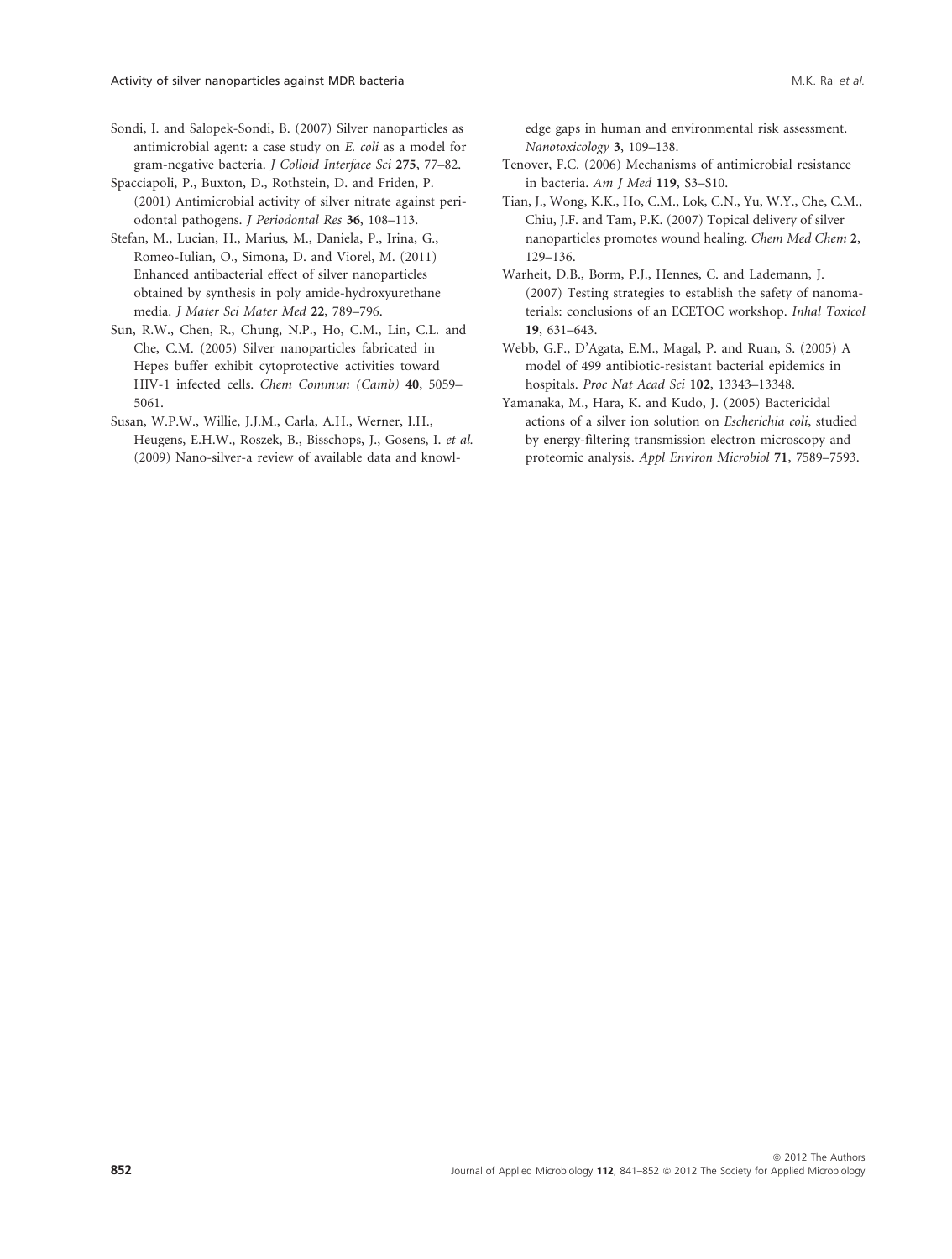Sondi, I. and Salopek-Sondi, B. (2007) Silver nanoparticles as antimicrobial agent: a case study on *E. coli* as a model for gram-negative bacteria. *J Colloid Interface Sci* **275**, 77–82.

Spacciapoli, P., Buxton, D., Rothstein, D. and Friden, P. (2001) Antimicrobial activity of silver nitrate against periodontal pathogens. *J Periodontal Res* **36**, 108–113.

Stefan, M., Lucian, H., Marius, M., Daniela, P., Irina, G., Romeo-Iulian, O., Simona, D. and Viorel, M. (2011) Enhanced antibacterial effect of silver nanoparticles obtained by synthesis in poly amide-hydroxyurethane media. *J Mater Sci Mater Med* **22**, 789–796.

Sun, R.W., Chen, R., Chung, N.P., Ho, C.M., Lin, C.L. and Che, C.M. (2005) Silver nanoparticles fabricated in Hepes buffer exhibit cytoprotective activities toward HIV-1 infected cells. *Chem Commun (Camb)* **40**, 5059–5061.

Susan, W.P.W., Willie, J.J.M., Carla, A.H., Werner, I.H., Heugens, E.H.W., Roszek, B., Bisschops, J., Gosens, I. *et al.* (2009) Nano-silver-a review of available data and knowledge gaps in human and environmental risk assessment. *Nanotoxicology* **3**, 109–138.

Tenover, F.C. (2006) Mechanisms of antimicrobial resistance in bacteria. *Am J Med* **119**, S3–S10.

Tian, J., Wong, K.K., Ho, C.M., Lok, C.N., Yu, W.Y., Che, C.M., Chiu, J.F. and Tam, P.K. (2007) Topical delivery of silver nanoparticles promotes wound healing. *Chem Med Chem* **2**, 129–136.

Warheit, D.B., Borm, P.J., Hennes, C. and Lademann, J. (2007) Testing strategies to establish the safety of nanomaterials: conclusions of an ECETOC workshop. *Inhal Toxicol* **19**, 631–643.

Webb, G.F., D'Agata, E.M., Magal, P. and Ruan, S. (2005) A model of 499 antibiotic-resistant bacterial epidemics in hospitals. *Proc Nat Acad Sci* **102**, 13343–13348.

Yamanaka, M., Hara, K. and Kudo, J. (2005) Bactericidal actions of a silver ion solution on *Escherichia coli*, studied by energy-filtering transmission electron microscopy and proteomic analysis. *Appl Environ Microbiol* **71**, 7589–7593.